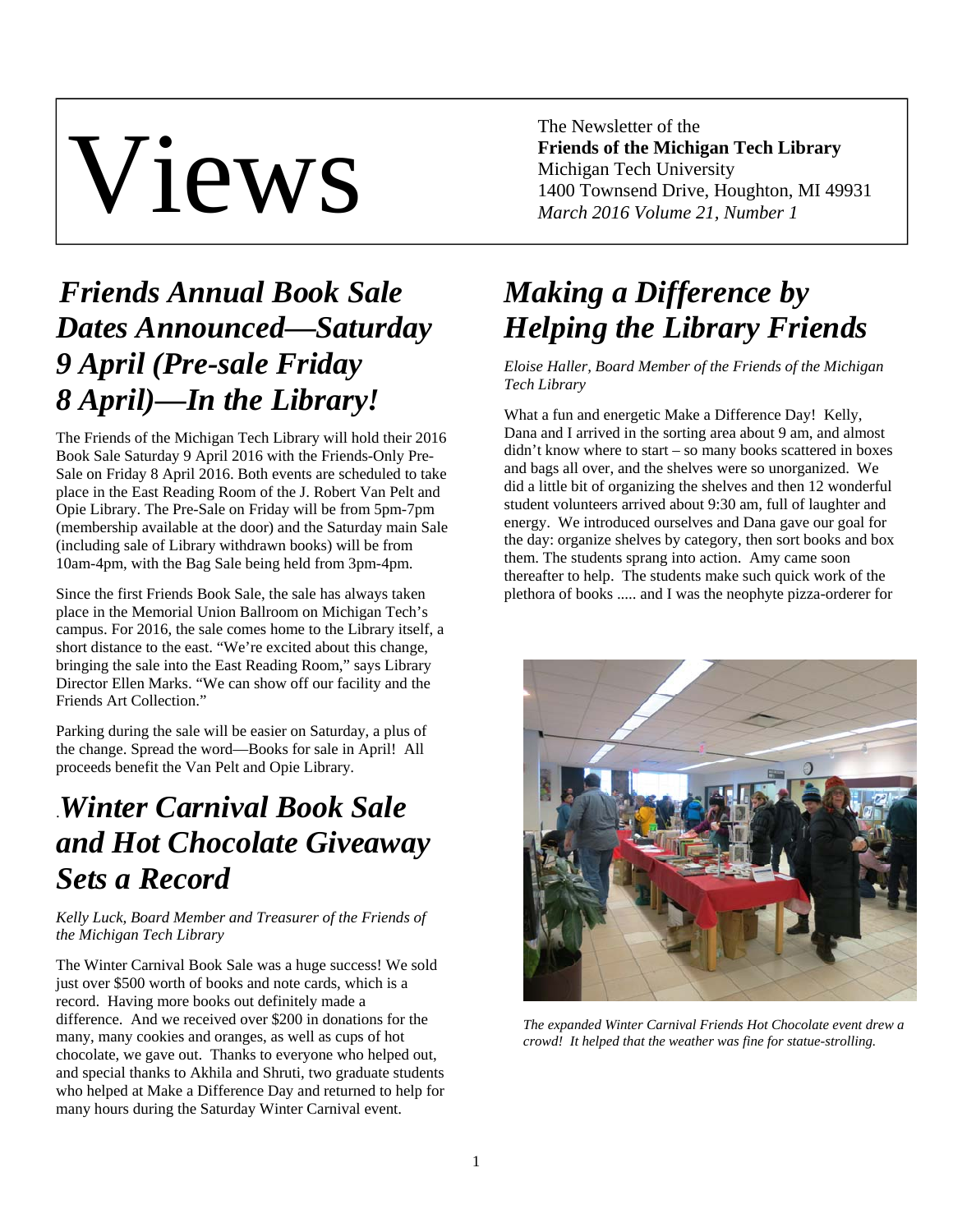# Views

The Newsletter of the
**Friends of the Michigan Tech Library**
Michigan Tech University
1400 Townsend Drive, Houghton, MI 49931
*March 2016 Volume 21, Number 1*

## *Friends Annual Book Sale Dates Announced—Saturday 9 April (Pre-sale Friday 8 April)—In the Library!*

The Friends of the Michigan Tech Library will hold their 2016 Book Sale Saturday 9 April 2016 with the Friends-Only Pre-Sale on Friday 8 April 2016. Both events are scheduled to take place in the East Reading Room of the J. Robert Van Pelt and Opie Library. The Pre-Sale on Friday will be from 5pm-7pm (membership available at the door) and the Saturday main Sale (including sale of Library withdrawn books) will be from 10am-4pm, with the Bag Sale being held from 3pm-4pm.

Since the first Friends Book Sale, the sale has always taken place in the Memorial Union Ballroom on Michigan Tech's campus. For 2016, the sale comes home to the Library itself, a short distance to the east. "We're excited about this change, bringing the sale into the East Reading Room," says Library Director Ellen Marks. "We can show off our facility and the Friends Art Collection."

Parking during the sale will be easier on Saturday, a plus of the change. Spread the word—Books for sale in April! All proceeds benefit the Van Pelt and Opie Library.

## *Winter Carnival Book Sale and Hot Chocolate Giveaway Sets a Record*

*Kelly Luck, Board Member and Treasurer of the Friends of the Michigan Tech Library*

The Winter Carnival Book Sale was a huge success! We sold just over $500 worth of books and note cards, which is a record. Having more books out definitely made a difference. And we received over $200 in donations for the many, many cookies and oranges, as well as cups of hot chocolate, we gave out. Thanks to everyone who helped out, and special thanks to Akhila and Shruti, two graduate students who helped at Make a Difference Day and returned to help for many hours during the Saturday Winter Carnival event.

## *Making a Difference by Helping the Library Friends*

*Eloise Haller, Board Member of the Friends of the Michigan Tech Library*

What a fun and energetic Make a Difference Day! Kelly, Dana and I arrived in the sorting area about 9 am, and almost didn't know where to start – so many books scattered in boxes and bags all over, and the shelves were so unorganized. We did a little bit of organizing the shelves and then 12 wonderful student volunteers arrived about 9:30 am, full of laughter and energy. We introduced ourselves and Dana gave our goal for the day: organize shelves by category, then sort books and box them. The students sprang into action. Amy came soon thereafter to help. The students make such quick work of the plethora of books ..... and I was the neophyte pizza-orderer for

*The expanded Winter Carnival Friends Hot Chocolate event drew a crowd! It helped that the weather was fine for statue-strolling.*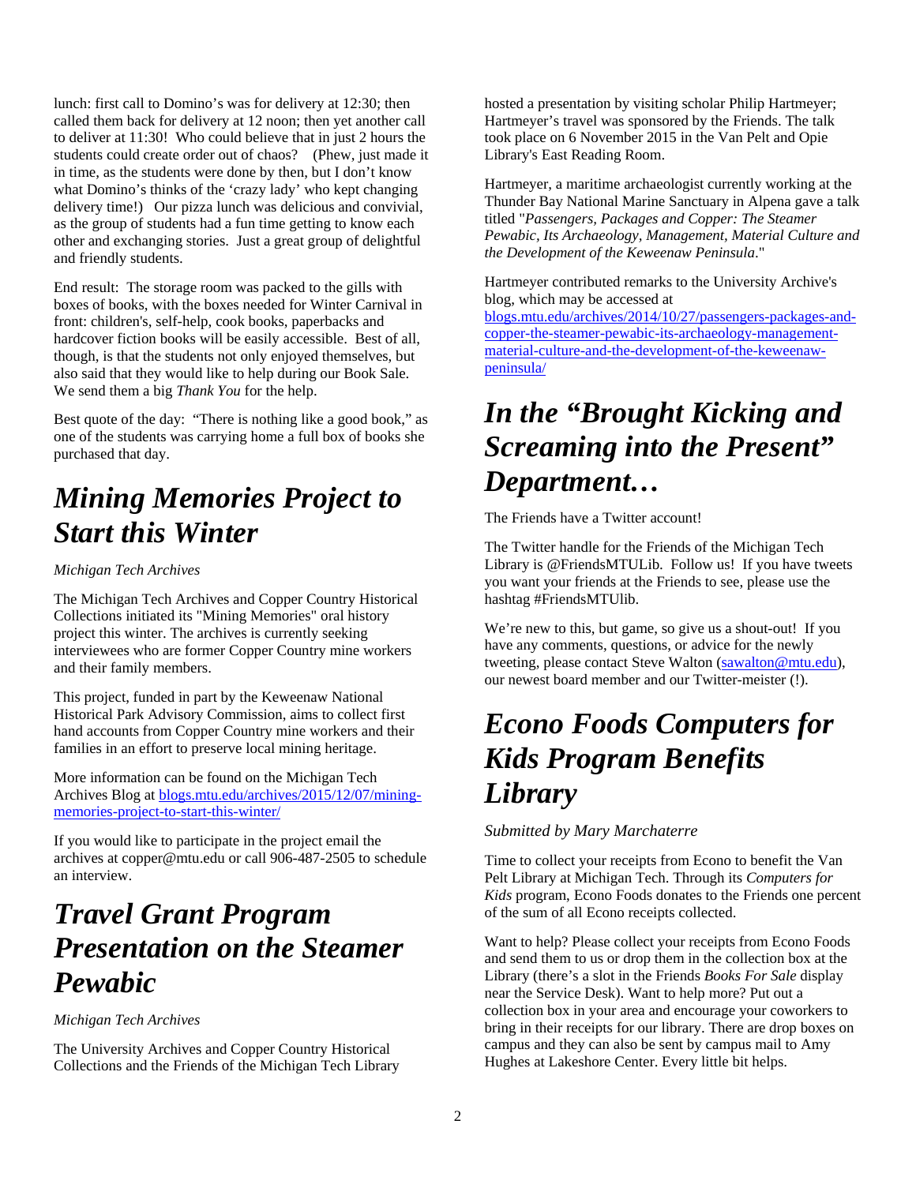lunch: first call to Domino's was for delivery at 12:30; then called them back for delivery at 12 noon; then yet another call to deliver at 11:30! Who could believe that in just 2 hours the students could create order out of chaos? (Phew, just made it in time, as the students were done by then, but I don't know what Domino's thinks of the 'crazy lady' who kept changing delivery time!) Our pizza lunch was delicious and convivial, as the group of students had a fun time getting to know each other and exchanging stories. Just a great group of delightful and friendly students.

End result: The storage room was packed to the gills with boxes of books, with the boxes needed for Winter Carnival in front: children's, self-help, cook books, paperbacks and hardcover fiction books will be easily accessible. Best of all, though, is that the students not only enjoyed themselves, but also said that they would like to help during our Book Sale. We send them a big *Thank You* for the help.

Best quote of the day: "There is nothing like a good book," as one of the students was carrying home a full box of books she purchased that day.

# *Mining Memories Project to Start this Winter*

*Michigan Tech Archives*

The Michigan Tech Archives and Copper Country Historical Collections initiated its "Mining Memories" oral history project this winter. The archives is currently seeking interviewees who are former Copper Country mine workers and their family members.

This project, funded in part by the Keweenaw National Historical Park Advisory Commission, aims to collect first hand accounts from Copper Country mine workers and their families in an effort to preserve local mining heritage.

More information can be found on the Michigan Tech Archives Blog at [blogs.mtu.edu/archives/2015/12/07/mining-memories-project-to-start-this-winter/](blogs.mtu.edu/archives/2015/12/07/mining-memories-project-to-start-this-winter/)

If you would like to participate in the project email the archives at copper@mtu.edu or call 906-487-2505 to schedule an interview.

# *Travel Grant Program Presentation on the Steamer Pewabic*

*Michigan Tech Archives*

The University Archives and Copper Country Historical Collections and the Friends of the Michigan Tech Library hosted a presentation by visiting scholar Philip Hartmeyer; Hartmeyer's travel was sponsored by the Friends. The talk took place on 6 November 2015 in the Van Pelt and Opie Library's East Reading Room.

Hartmeyer, a maritime archaeologist currently working at the Thunder Bay National Marine Sanctuary in Alpena gave a talk titled "*Passengers, Packages and Copper: The Steamer Pewabic, Its Archaeology, Management, Material Culture and the Development of the Keweenaw Peninsula*."

Hartmeyer contributed remarks to the University Archive's blog, which may be accessed at [blogs.mtu.edu/archives/2014/10/27/passengers-packages-and-copper-the-steamer-pewabic-its-archaeology-management-material-culture-and-the-development-of-the-keweenaw-peninsula/](blogs.mtu.edu/archives/2014/10/27/passengers-packages-and-copper-the-steamer-pewabic-its-archaeology-management-material-culture-and-the-development-of-the-keweenaw-peninsula/)

# *In the "Brought Kicking and Screaming into the Present" Department…*

The Friends have a Twitter account!

The Twitter handle for the Friends of the Michigan Tech Library is @FriendsMTULib. Follow us! If you have tweets you want your friends at the Friends to see, please use the hashtag #FriendsMTUlib.

We're new to this, but game, so give us a shout-out! If you have any comments, questions, or advice for the newly tweeting, please contact Steve Walton ([sawalton@mtu.edu](mailto:sawalton@mtu.edu)), our newest board member and our Twitter-meister (!).

# *Econo Foods Computers for Kids Program Benefits Library*

*Submitted by Mary Marchaterre*

Time to collect your receipts from Econo to benefit the Van Pelt Library at Michigan Tech. Through its *Computers for Kids* program, Econo Foods donates to the Friends one percent of the sum of all Econo receipts collected.

Want to help? Please collect your receipts from Econo Foods and send them to us or drop them in the collection box at the Library (there's a slot in the Friends *Books For Sale* display near the Service Desk). Want to help more? Put out a collection box in your area and encourage your coworkers to bring in their receipts for our library. There are drop boxes on campus and they can also be sent by campus mail to Amy Hughes at Lakeshore Center. Every little bit helps.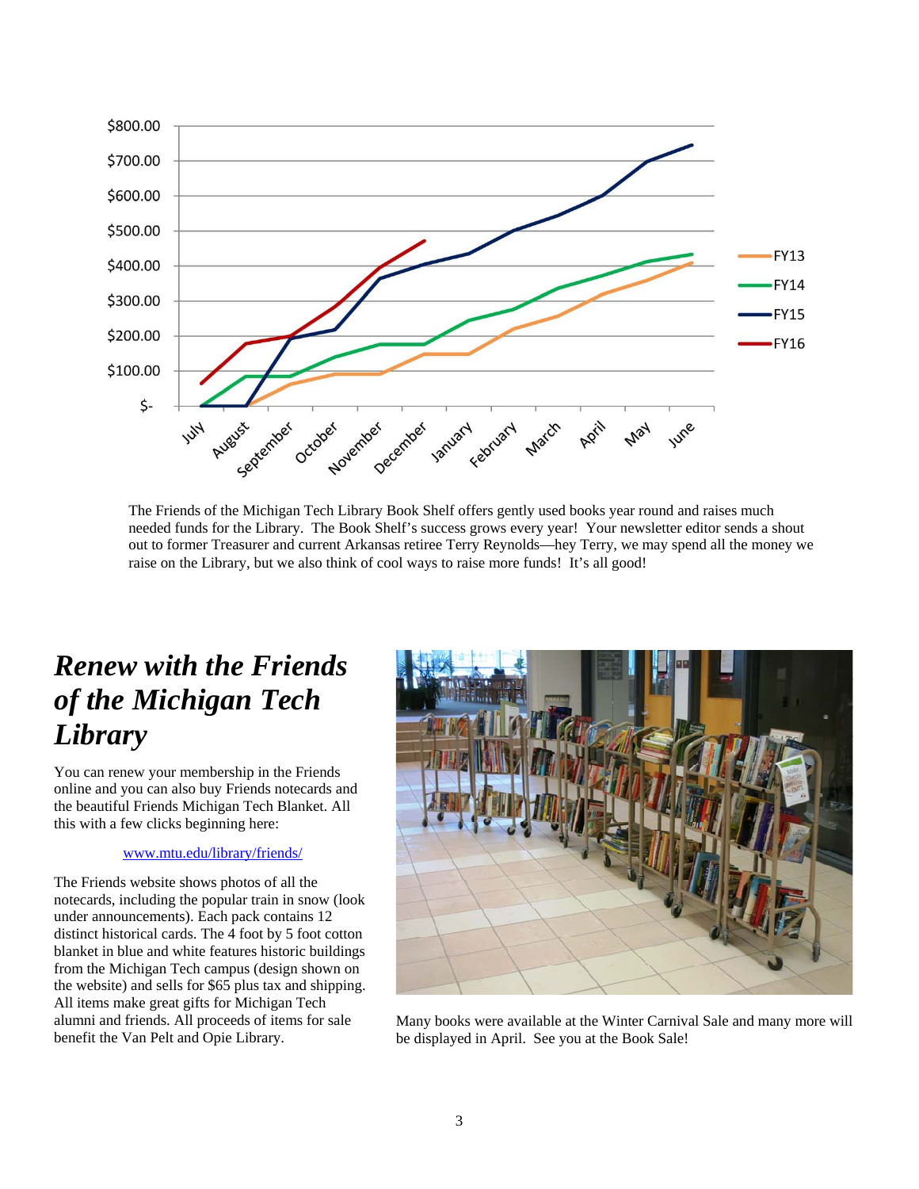The Friends of the Michigan Tech Library Book Shelf offers gently used books year round and raises much needed funds for the Library. The Book Shelf's success grows every year! Your newsletter editor sends a shout out to former Treasurer and current Arkansas retiree Terry Reynolds—hey Terry, we may spend all the money we raise on the Library, but we also think of cool ways to raise more funds! It's all good!

## *Renew with the Friends of the Michigan Tech Library*

You can renew your membership in the Friends online and you can also buy Friends notecards and the beautiful Friends Michigan Tech Blanket. All this with a few clicks beginning here:

[www.mtu.edu/library/friends/](www.mtu.edu/library/friends/)

The Friends website shows photos of all the notecards, including the popular train in snow (look under announcements). Each pack contains 12 distinct historical cards. The 4 foot by 5 foot cotton blanket in blue and white features historic buildings from the Michigan Tech campus (design shown on the website) and sells for $65 plus tax and shipping. All items make great gifts for Michigan Tech alumni and friends. All proceeds of items for sale benefit the Van Pelt and Opie Library.

Many books were available at the Winter Carnival Sale and many more will be displayed in April. See you at the Book Sale!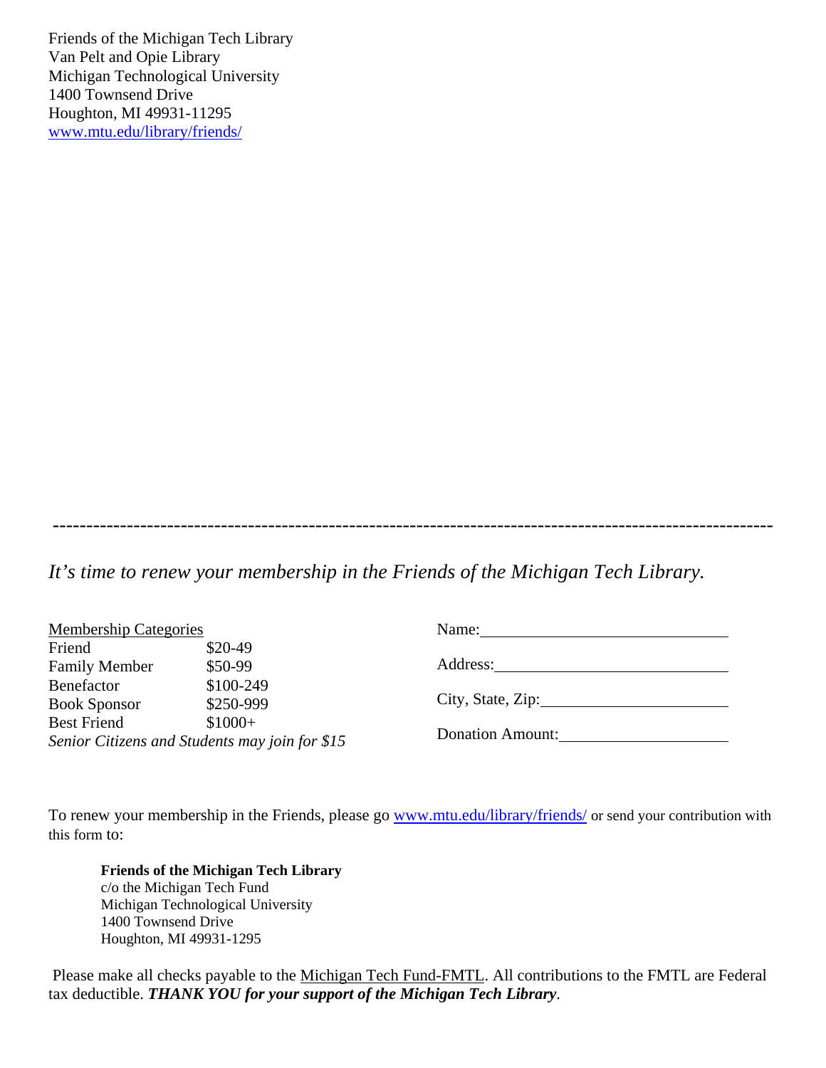Friends of the Michigan Tech Library
Van Pelt and Opie Library
Michigan Technological University
1400 Townsend Drive
Houghton, MI 49931-11295
www.mtu.edu/library/friends/

---

*It's time to renew your membership in the Friends of the Michigan Tech Library.*

| Membership Categories | |
|---|---|
| Friend | $20-49 |
| Family Member | $50-99 |
| Benefactor | $100-249 |
| Book Sponsor | $250-999 |
| Best Friend | $1000+ |

*Senior Citizens and Students may join for $15*

Name: ______________________________

Address: ____________________________

City, State, Zip: _______________________

Donation Amount: _____________________

To renew your membership in the Friends, please go www.mtu.edu/library/friends/ or send your contribution with this form to:

**Friends of the Michigan Tech Library**
c/o the Michigan Tech Fund
Michigan Technological University
1400 Townsend Drive
Houghton, MI 49931-1295

Please make all checks payable to the Michigan Tech Fund-FMTL. All contributions to the FMTL are Federal tax deductible. ***THANK YOU for your support of the Michigan Tech Library***.